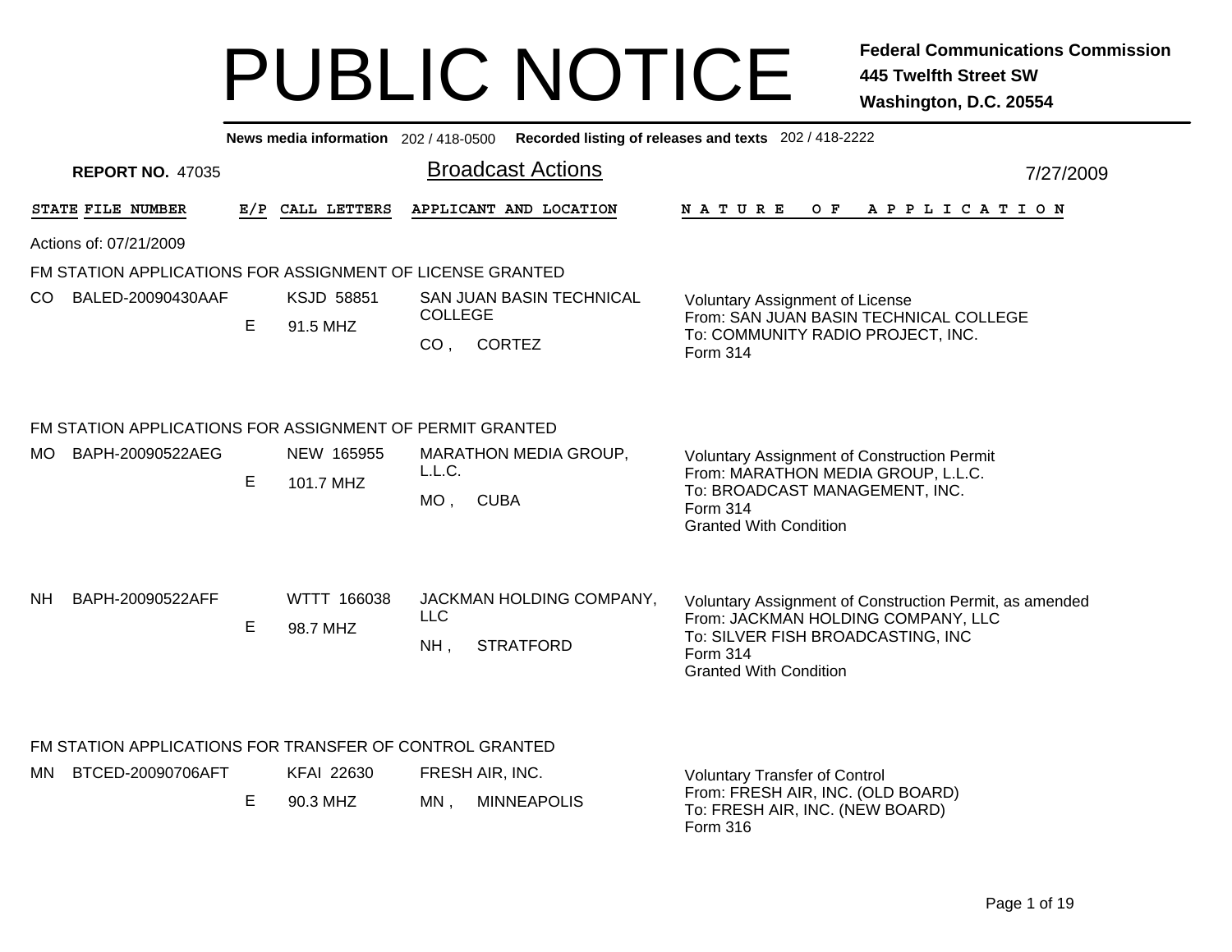# PUBLIC NOTICE

**Federal Communications Commission**
**445 Twelfth Street SW**
**Washington, D.C. 20554**

**News media information** 202 / 418-0500 **Recorded listing of releases and texts** 202 / 418-2222

**REPORT NO.** 47035

## Broadcast Actions

7/27/2009

| STATE | FILE NUMBER | E/P | CALL LETTERS | APPLICANT AND LOCATION | NATURE OF APPLICATION |
|---|---|---|---|---|---|

Actions of: 07/21/2009

### FM STATION APPLICATIONS FOR ASSIGNMENT OF LICENSE GRANTED

| STATE | FILE NUMBER | E/P | CALL LETTERS | APPLICANT AND LOCATION | NATURE OF APPLICATION |
|---|---|---|---|---|---|
| CO | BALED-20090430AAF | E | KSJD 58851<br>91.5 MHZ | SAN JUAN BASIN TECHNICAL COLLEGE<br>CO , CORTEZ | Voluntary Assignment of License<br>From: SAN JUAN BASIN TECHNICAL COLLEGE<br>To: COMMUNITY RADIO PROJECT, INC.<br>Form 314 |

### FM STATION APPLICATIONS FOR ASSIGNMENT OF PERMIT GRANTED

| STATE | FILE NUMBER | E/P | CALL LETTERS | APPLICANT AND LOCATION | NATURE OF APPLICATION |
|---|---|---|---|---|---|
| MO | BAPH-20090522AEG | E | NEW 165955<br>101.7 MHZ | MARATHON MEDIA GROUP, L.L.C.<br>MO , CUBA | Voluntary Assignment of Construction Permit<br>From: MARATHON MEDIA GROUP, L.L.C.<br>To: BROADCAST MANAGEMENT, INC.<br>Form 314<br>Granted With Condition |
| NH | BAPH-20090522AFF | E | WTTT 166038<br>98.7 MHZ | JACKMAN HOLDING COMPANY, LLC<br>NH , STRATFORD | Voluntary Assignment of Construction Permit, as amended<br>From: JACKMAN HOLDING COMPANY, LLC<br>To: SILVER FISH BROADCASTING, INC<br>Form 314<br>Granted With Condition |

### FM STATION APPLICATIONS FOR TRANSFER OF CONTROL GRANTED

| STATE | FILE NUMBER | E/P | CALL LETTERS | APPLICANT AND LOCATION | NATURE OF APPLICATION |
|---|---|---|---|---|---|
| MN | BTCED-20090706AFT | E | KFAI 22630<br>90.3 MHZ | FRESH AIR, INC.<br>MN , MINNEAPOLIS | Voluntary Transfer of Control<br>From: FRESH AIR, INC. (OLD BOARD)<br>To: FRESH AIR, INC. (NEW BOARD)<br>Form 316 |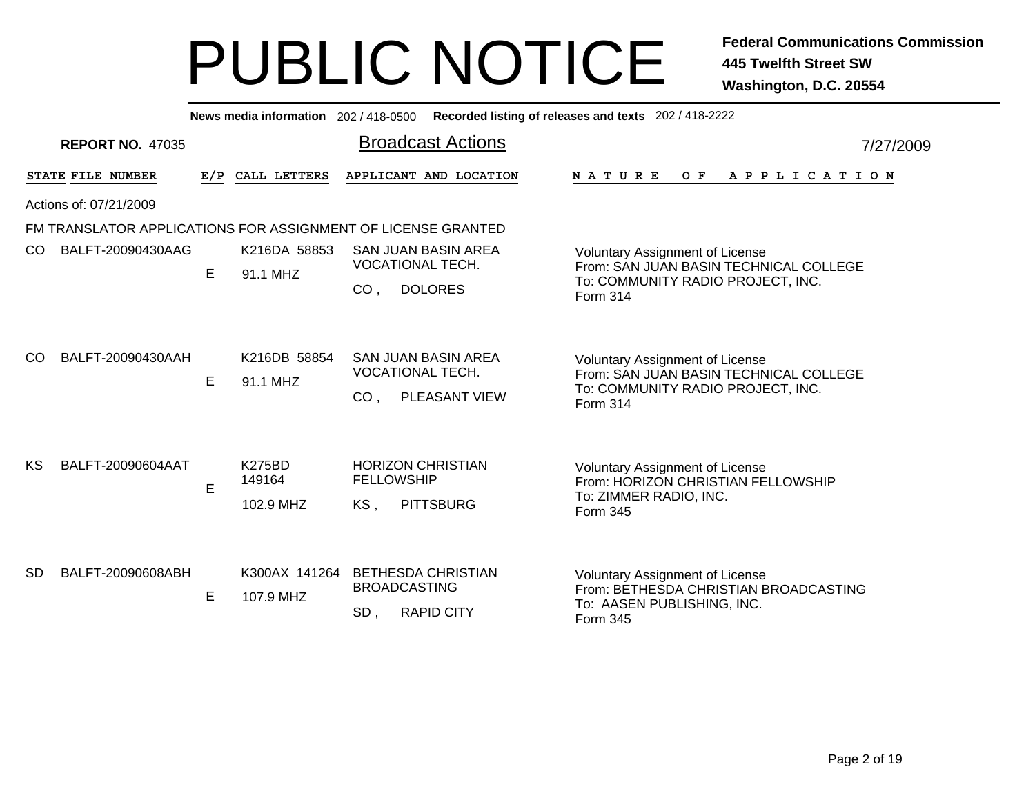# PUBLIC NOTICE

**Federal Communications Commission**
**445 Twelfth Street SW**
**Washington, D.C. 20554**

**News media information** 202 / 418-0500 **Recorded listing of releases and texts** 202 / 418-2222

**REPORT NO.** 47035

## Broadcast Actions

7/27/2009

Actions of: 07/21/2009

FM TRANSLATOR APPLICATIONS FOR ASSIGNMENT OF LICENSE GRANTED

| STATE | FILE NUMBER | E/P | CALL LETTERS | APPLICANT AND LOCATION | NATURE OF APPLICATION |
|---|---|---|---|---|---|
| CO | BALFT-20090430AAG | E | K216DA 58853<br>91.1 MHZ | SAN JUAN BASIN AREA VOCATIONAL TECH.<br>CO , DOLORES | Voluntary Assignment of License<br>From: SAN JUAN BASIN TECHNICAL COLLEGE<br>To: COMMUNITY RADIO PROJECT, INC.<br>Form 314 |
| CO | BALFT-20090430AAH | E | K216DB 58854<br>91.1 MHZ | SAN JUAN BASIN AREA VOCATIONAL TECH.<br>CO , PLEASANT VIEW | Voluntary Assignment of License<br>From: SAN JUAN BASIN TECHNICAL COLLEGE<br>To: COMMUNITY RADIO PROJECT, INC.<br>Form 314 |
| KS | BALFT-20090604AAT | E | K275BD 149164<br>102.9 MHZ | HORIZON CHRISTIAN FELLOWSHIP<br>KS , PITTSBURG | Voluntary Assignment of License<br>From: HORIZON CHRISTIAN FELLOWSHIP<br>To: ZIMMER RADIO, INC.<br>Form 345 |
| SD | BALFT-20090608ABH | E | K300AX 141264<br>107.9 MHZ | BETHESDA CHRISTIAN BROADCASTING<br>SD , RAPID CITY | Voluntary Assignment of License<br>From: BETHESDA CHRISTIAN BROADCASTING<br>To: AASEN PUBLISHING, INC.<br>Form 345 |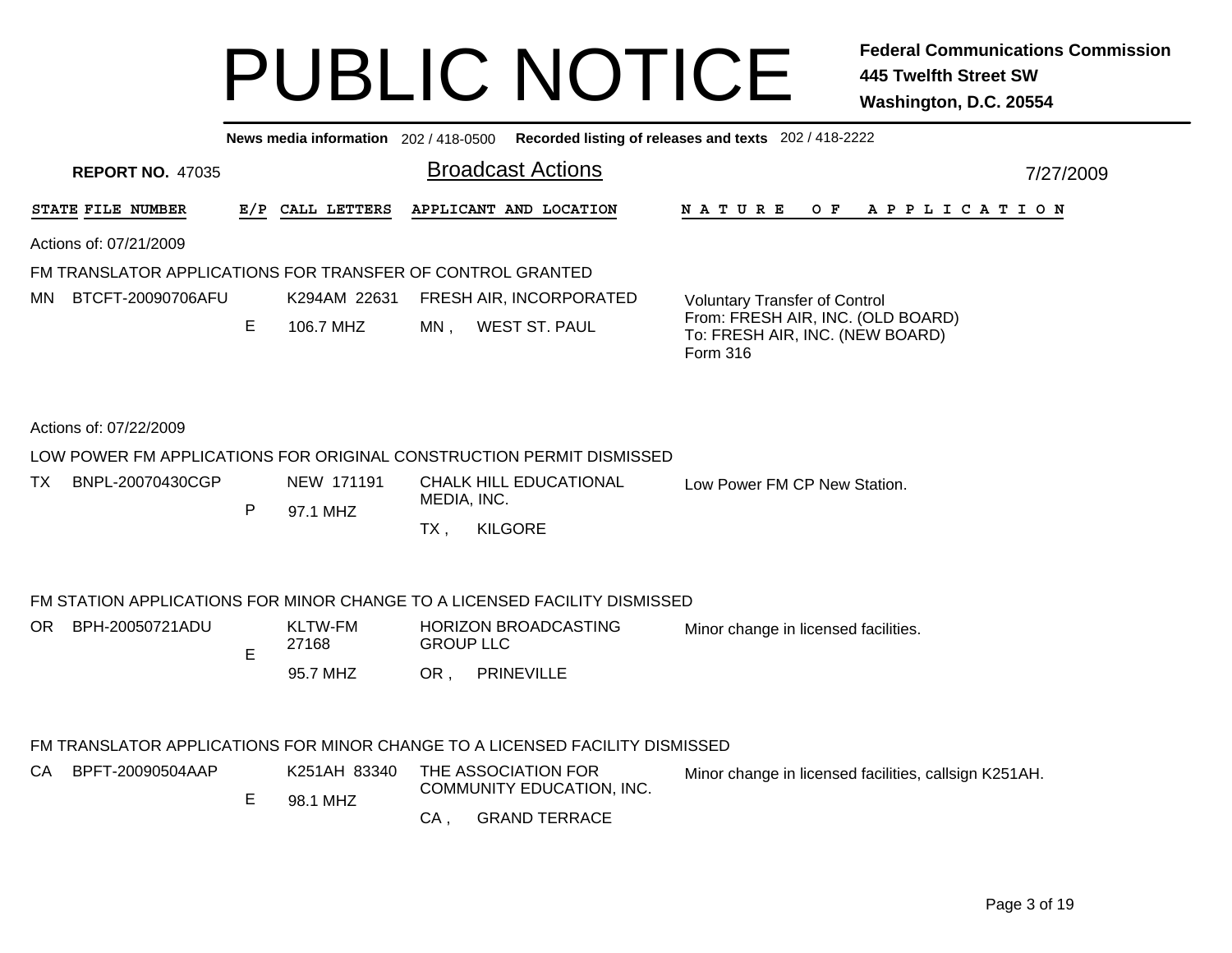# PUBLIC NOTICE

**Federal Communications Commission**
**445 Twelfth Street SW**
**Washington, D.C. 20554**

**News media information** 202 / 418-0500 **Recorded listing of releases and texts** 202 / 418-2222

**REPORT NO.** 47035

## Broadcast Actions

7/27/2009

| STATE | FILE NUMBER | E/P | CALL LETTERS | APPLICANT AND LOCATION | NATURE OF APPLICATION |
|---|---|---|---|---|---|

Actions of: 07/21/2009

FM TRANSLATOR APPLICATIONS FOR TRANSFER OF CONTROL GRANTED

| STATE | FILE NUMBER | E/P | CALL LETTERS | APPLICANT AND LOCATION | NATURE OF APPLICATION |
|---|---|---|---|---|---|
| MN | BTCFT-20090706AFU | E | K294AM 22631 106.7 MHZ | FRESH AIR, INCORPORATED MN , WEST ST. PAUL | Voluntary Transfer of Control From: FRESH AIR, INC. (OLD BOARD) To: FRESH AIR, INC. (NEW BOARD) Form 316 |

Actions of: 07/22/2009

LOW POWER FM APPLICATIONS FOR ORIGINAL CONSTRUCTION PERMIT DISMISSED

| STATE | FILE NUMBER | E/P | CALL LETTERS | APPLICANT AND LOCATION | NATURE OF APPLICATION |
|---|---|---|---|---|---|
| TX | BNPL-20070430CGP | P | NEW 171191 97.1 MHZ | CHALK HILL EDUCATIONAL MEDIA, INC. TX , KILGORE | Low Power FM CP New Station. |

FM STATION APPLICATIONS FOR MINOR CHANGE TO A LICENSED FACILITY DISMISSED

| STATE | FILE NUMBER | E/P | CALL LETTERS | APPLICANT AND LOCATION | NATURE OF APPLICATION |
|---|---|---|---|---|---|
| OR | BPH-20050721ADU | E | KLTW-FM 27168 95.7 MHZ | HORIZON BROADCASTING GROUP LLC OR , PRINEVILLE | Minor change in licensed facilities. |

FM TRANSLATOR APPLICATIONS FOR MINOR CHANGE TO A LICENSED FACILITY DISMISSED

| STATE | FILE NUMBER | E/P | CALL LETTERS | APPLICANT AND LOCATION | NATURE OF APPLICATION |
|---|---|---|---|---|---|
| CA | BPFT-20090504AAP | E | K251AH 83340 98.1 MHZ | THE ASSOCIATION FOR COMMUNITY EDUCATION, INC. CA , GRAND TERRACE | Minor change in licensed facilities, callsign K251AH. |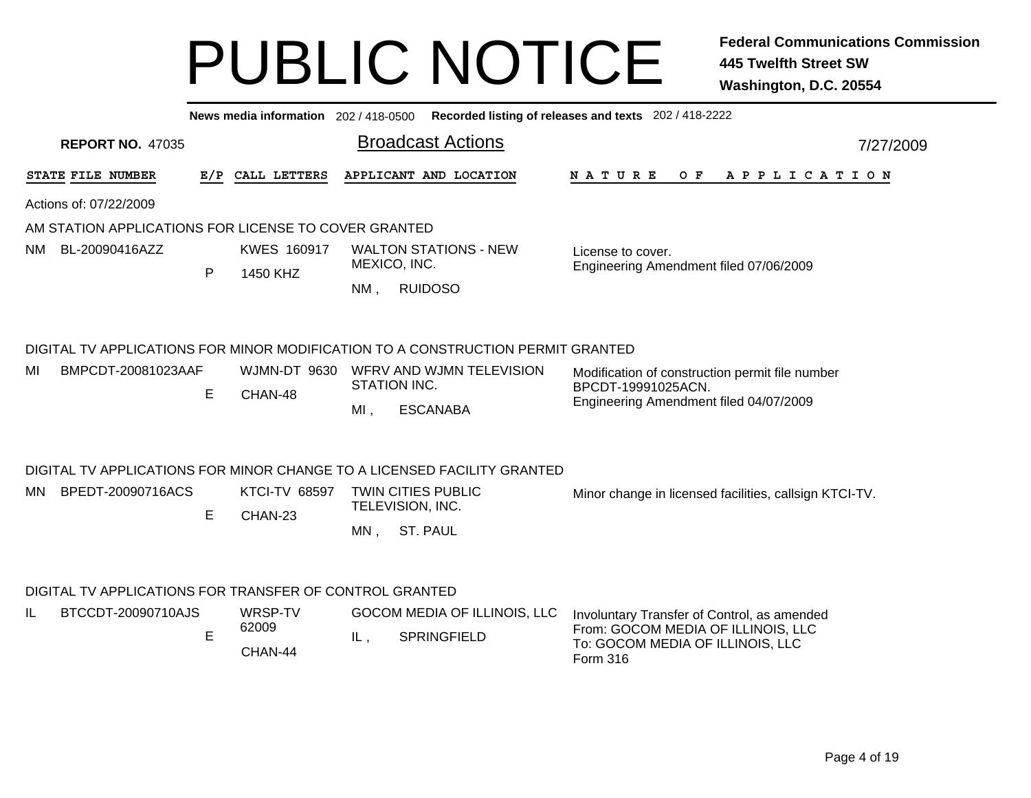# PUBLIC NOTICE

**Federal Communications Commission**
**445 Twelfth Street SW**
**Washington, D.C. 20554**

**News media information** 202 / 418-0500 **Recorded listing of releases and texts** 202 / 418-2222

**REPORT NO.** 47035

## Broadcast Actions

7/27/2009

Actions of: 07/22/2009

### AM STATION APPLICATIONS FOR LICENSE TO COVER GRANTED

| STATE | FILE NUMBER | E/P | CALL LETTERS | APPLICANT AND LOCATION | NATURE OF APPLICATION |
|---|---|---|---|---|---|
| NM | BL-20090416AZZ | P | KWES 160917<br>1450 KHZ | WALTON STATIONS - NEW MEXICO, INC.<br>NM , RUIDOSO | License to cover.<br>Engineering Amendment filed 07/06/2009 |

### DIGITAL TV APPLICATIONS FOR MINOR MODIFICATION TO A CONSTRUCTION PERMIT GRANTED

| STATE | FILE NUMBER | E/P | CALL LETTERS | APPLICANT AND LOCATION | NATURE OF APPLICATION |
|---|---|---|---|---|---|
| MI | BMPCDT-20081023AAF | E | WJMN-DT 9630<br>CHAN-48 | WFRV AND WJMN TELEVISION STATION INC.<br>MI , ESCANABA | Modification of construction permit file number BPCDT-19991025ACN.<br>Engineering Amendment filed 04/07/2009 |

### DIGITAL TV APPLICATIONS FOR MINOR CHANGE TO A LICENSED FACILITY GRANTED

| STATE | FILE NUMBER | E/P | CALL LETTERS | APPLICANT AND LOCATION | NATURE OF APPLICATION |
|---|---|---|---|---|---|
| MN | BPEDT-20090716ACS | E | KTCI-TV 68597<br>CHAN-23 | TWIN CITIES PUBLIC TELEVISION, INC.<br>MN , ST. PAUL | Minor change in licensed facilities, callsign KTCI-TV. |

### DIGITAL TV APPLICATIONS FOR TRANSFER OF CONTROL GRANTED

| STATE | FILE NUMBER | E/P | CALL LETTERS | APPLICANT AND LOCATION | NATURE OF APPLICATION |
|---|---|---|---|---|---|
| IL | BTCCDT-20090710AJS | E | WRSP-TV 62009<br>CHAN-44 | GOCOM MEDIA OF ILLINOIS, LLC<br>IL , SPRINGFIELD | Involuntary Transfer of Control, as amended<br>From: GOCOM MEDIA OF ILLINOIS, LLC<br>To: GOCOM MEDIA OF ILLINOIS, LLC<br>Form 316 |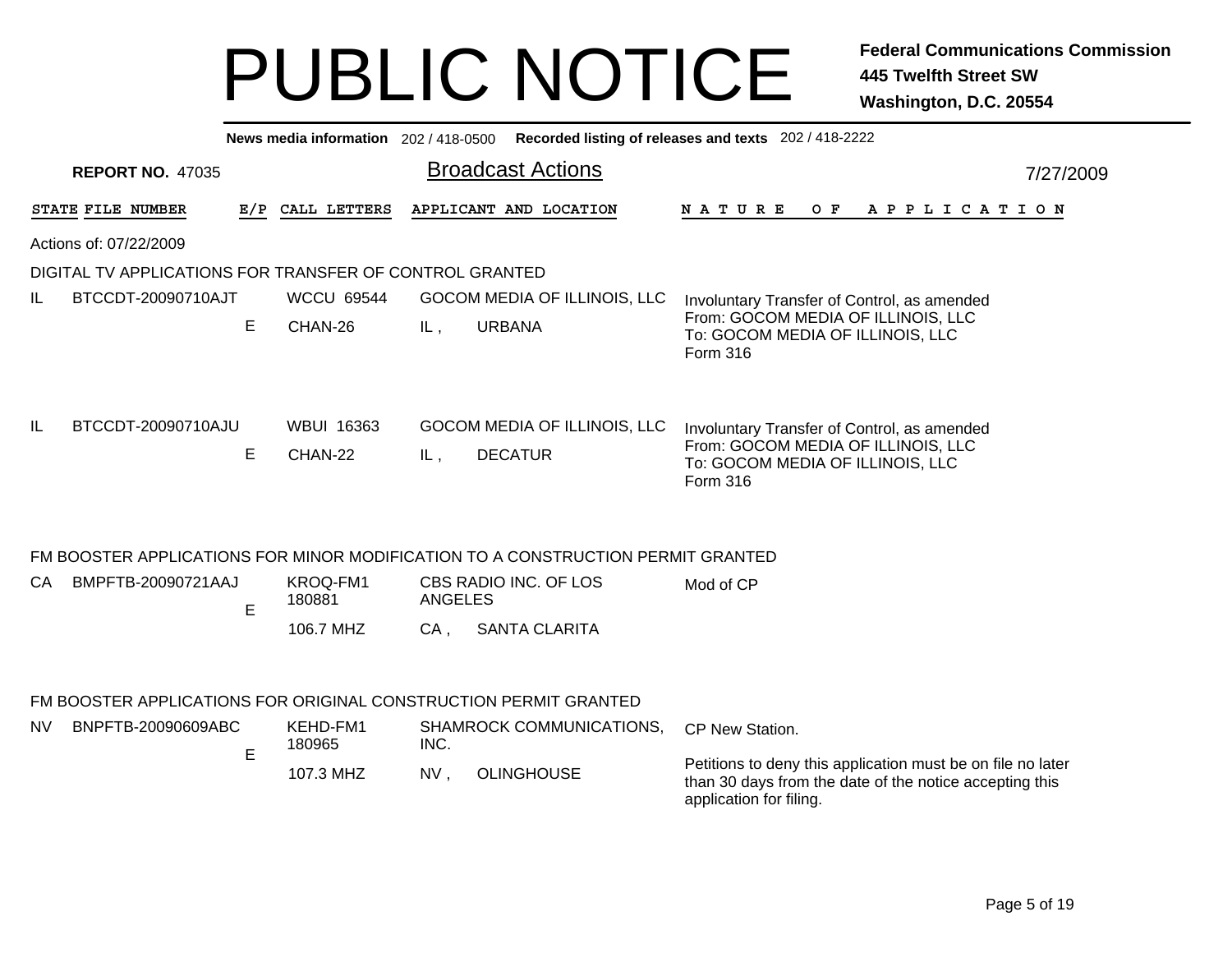# PUBLIC NOTICE

**Federal Communications Commission**
**445 Twelfth Street SW**
**Washington, D.C. 20554**

**News media information** 202 / 418-0500 **Recorded listing of releases and texts** 202 / 418-2222

**REPORT NO.** 47035

## Broadcast Actions

7/27/2009

| STATE | FILE NUMBER | E/P | CALL LETTERS | APPLICANT AND LOCATION | NATURE OF APPLICATION |
|---|---|---|---|---|---|

Actions of: 07/22/2009

### DIGITAL TV APPLICATIONS FOR TRANSFER OF CONTROL GRANTED

| STATE | FILE NUMBER | E/P | CALL LETTERS | APPLICANT AND LOCATION | NATURE OF APPLICATION |
|---|---|---|---|---|---|
| IL | BTCCDT-20090710AJT | E | WCCU 69544<br>CHAN-26 | GOCOM MEDIA OF ILLINOIS, LLC<br>IL , URBANA | Involuntary Transfer of Control, as amended<br>From: GOCOM MEDIA OF ILLINOIS, LLC<br>To: GOCOM MEDIA OF ILLINOIS, LLC<br>Form 316 |
| IL | BTCCDT-20090710AJU | E | WBUI 16363<br>CHAN-22 | GOCOM MEDIA OF ILLINOIS, LLC<br>IL , DECATUR | Involuntary Transfer of Control, as amended<br>From: GOCOM MEDIA OF ILLINOIS, LLC<br>To: GOCOM MEDIA OF ILLINOIS, LLC<br>Form 316 |

### FM BOOSTER APPLICATIONS FOR MINOR MODIFICATION TO A CONSTRUCTION PERMIT GRANTED

| STATE | FILE NUMBER | E/P | CALL LETTERS | APPLICANT AND LOCATION | NATURE OF APPLICATION |
|---|---|---|---|---|---|
| CA | BMPFTB-20090721AAJ | E | KROQ-FM1 180881<br>106.7 MHZ | CBS RADIO INC. OF LOS ANGELES<br>CA , SANTA CLARITA | Mod of CP |

### FM BOOSTER APPLICATIONS FOR ORIGINAL CONSTRUCTION PERMIT GRANTED

| STATE | FILE NUMBER | E/P | CALL LETTERS | APPLICANT AND LOCATION | NATURE OF APPLICATION |
|---|---|---|---|---|---|
| NV | BNPFTB-20090609ABC | E | KEHD-FM1 180965<br>107.3 MHZ | SHAMROCK COMMUNICATIONS, INC.<br>NV , OLINGHOUSE | CP New Station.<br><br>Petitions to deny this application must be on file no later than 30 days from the date of the notice accepting this application for filing. |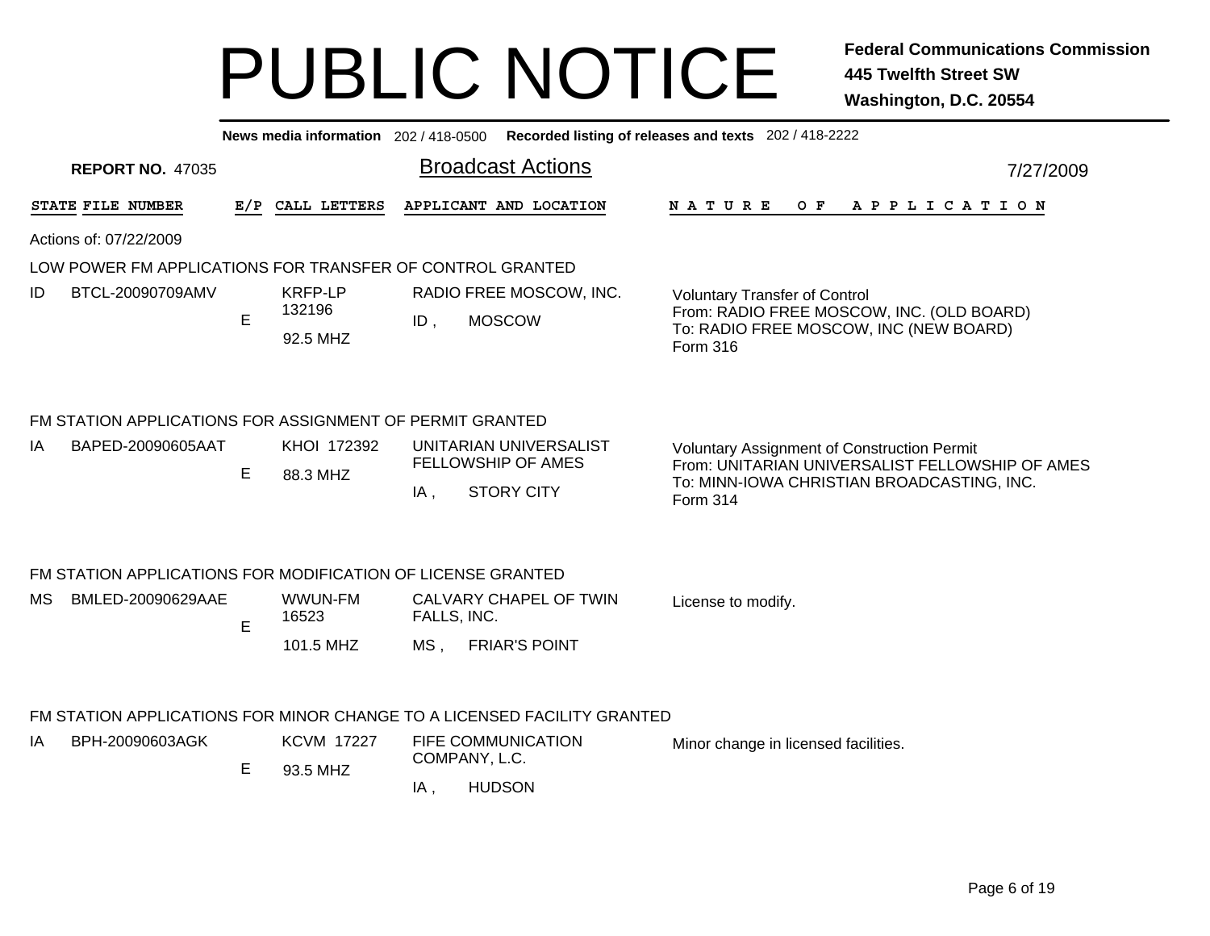# PUBLIC NOTICE

**Federal Communications Commission**
**445 Twelfth Street SW**
**Washington, D.C. 20554**

**News media information** 202 / 418-0500 **Recorded listing of releases and texts** 202 / 418-2222

**REPORT NO.** 47035

## Broadcast Actions

7/27/2009

| STATE | FILE NUMBER | E/P | CALL LETTERS | APPLICANT AND LOCATION | NATURE OF APPLICATION |
|---|---|---|---|---|---|

Actions of: 07/22/2009

### LOW POWER FM APPLICATIONS FOR TRANSFER OF CONTROL GRANTED

| STATE | FILE NUMBER | E/P | CALL LETTERS | APPLICANT AND LOCATION | NATURE OF APPLICATION |
|---|---|---|---|---|---|
| ID | BTCL-20090709AMV | E | KRFP-LP 132196 92.5 MHZ | RADIO FREE MOSCOW, INC. ID , MOSCOW | Voluntary Transfer of Control From: RADIO FREE MOSCOW, INC. (OLD BOARD) To: RADIO FREE MOSCOW, INC (NEW BOARD) Form 316 |

### FM STATION APPLICATIONS FOR ASSIGNMENT OF PERMIT GRANTED

| STATE | FILE NUMBER | E/P | CALL LETTERS | APPLICANT AND LOCATION | NATURE OF APPLICATION |
|---|---|---|---|---|---|
| IA | BAPED-20090605AAT | E | KHOI 172392 88.3 MHZ | UNITARIAN UNIVERSALIST FELLOWSHIP OF AMES IA , STORY CITY | Voluntary Assignment of Construction Permit From: UNITARIAN UNIVERSALIST FELLOWSHIP OF AMES To: MINN-IOWA CHRISTIAN BROADCASTING, INC. Form 314 |

### FM STATION APPLICATIONS FOR MODIFICATION OF LICENSE GRANTED

| STATE | FILE NUMBER | E/P | CALL LETTERS | APPLICANT AND LOCATION | NATURE OF APPLICATION |
|---|---|---|---|---|---|
| MS | BMLED-20090629AAE | E | WWUN-FM 16523 101.5 MHZ | CALVARY CHAPEL OF TWIN FALLS, INC. MS , FRIAR'S POINT | License to modify. |

### FM STATION APPLICATIONS FOR MINOR CHANGE TO A LICENSED FACILITY GRANTED

| STATE | FILE NUMBER | E/P | CALL LETTERS | APPLICANT AND LOCATION | NATURE OF APPLICATION |
|---|---|---|---|---|---|
| IA | BPH-20090603AGK | E | KCVM 17227 93.5 MHZ | FIFE COMMUNICATION COMPANY, L.C. IA , HUDSON | Minor change in licensed facilities. |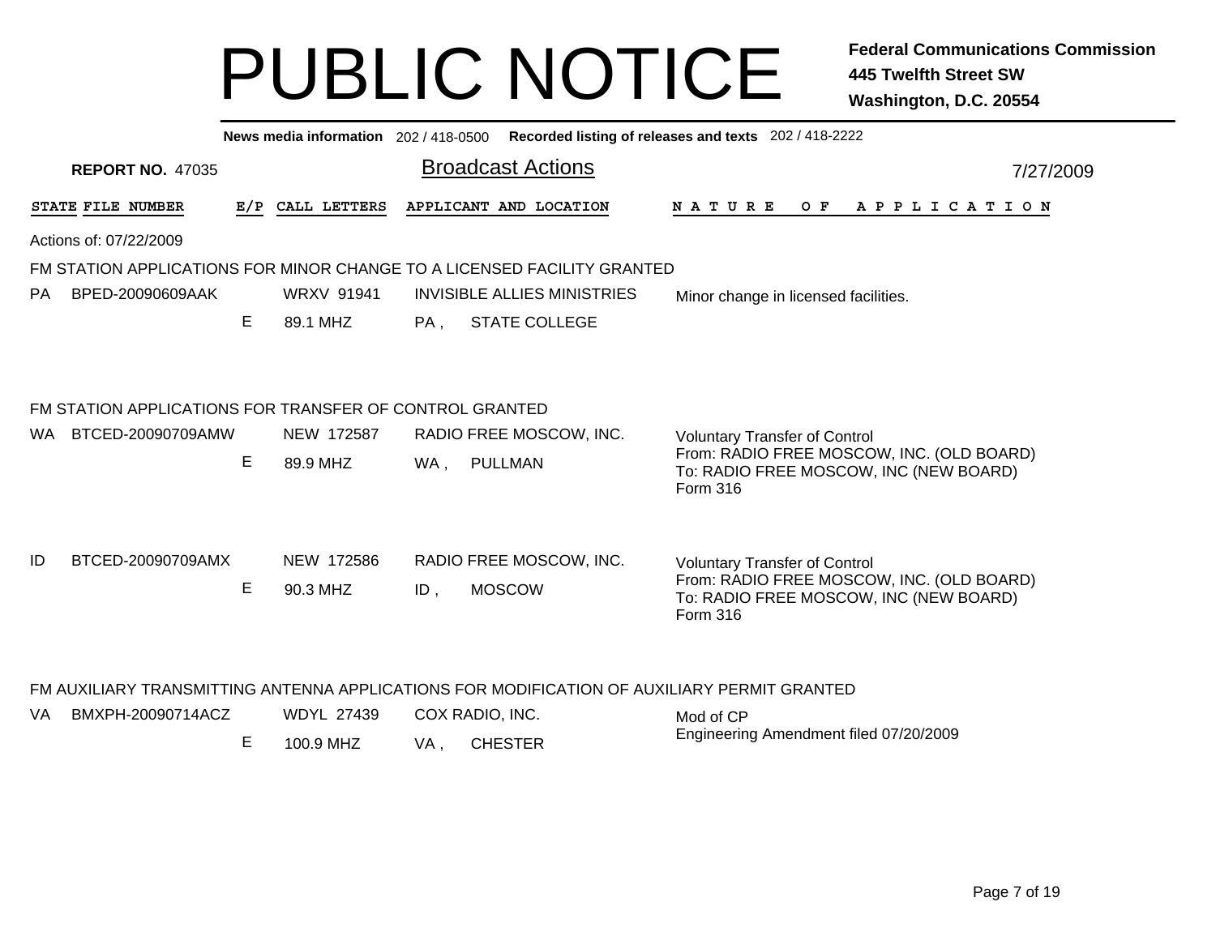# PUBLIC NOTICE

**Federal Communications Commission**
**445 Twelfth Street SW**
**Washington, D.C. 20554**

**News media information** 202 / 418-0500 **Recorded listing of releases and texts** 202 / 418-2222

**REPORT NO.** 47035

## Broadcast Actions

7/27/2009

| STATE | FILE NUMBER | E/P | CALL LETTERS | APPLICANT AND LOCATION | NATURE OF APPLICATION |
|---|---|---|---|---|---|

Actions of: 07/22/2009

### FM STATION APPLICATIONS FOR MINOR CHANGE TO A LICENSED FACILITY GRANTED

| STATE | FILE NUMBER | E/P | CALL LETTERS | APPLICANT AND LOCATION | NATURE OF APPLICATION |
|---|---|---|---|---|---|
| PA | BPED-20090609AAK | E | WRXV 91941<br>89.1 MHZ | INVISIBLE ALLIES MINISTRIES<br>PA , STATE COLLEGE | Minor change in licensed facilities. |

### FM STATION APPLICATIONS FOR TRANSFER OF CONTROL GRANTED

| STATE | FILE NUMBER | E/P | CALL LETTERS | APPLICANT AND LOCATION | NATURE OF APPLICATION |
|---|---|---|---|---|---|
| WA | BTCED-20090709AMW | E | NEW 172587<br>89.9 MHZ | RADIO FREE MOSCOW, INC.<br>WA , PULLMAN | Voluntary Transfer of Control<br>From: RADIO FREE MOSCOW, INC. (OLD BOARD)<br>To: RADIO FREE MOSCOW, INC (NEW BOARD)<br>Form 316 |
| ID | BTCED-20090709AMX | E | NEW 172586<br>90.3 MHZ | RADIO FREE MOSCOW, INC.<br>ID , MOSCOW | Voluntary Transfer of Control<br>From: RADIO FREE MOSCOW, INC. (OLD BOARD)<br>To: RADIO FREE MOSCOW, INC (NEW BOARD)<br>Form 316 |

### FM AUXILIARY TRANSMITTING ANTENNA APPLICATIONS FOR MODIFICATION OF AUXILIARY PERMIT GRANTED

| STATE | FILE NUMBER | E/P | CALL LETTERS | APPLICANT AND LOCATION | NATURE OF APPLICATION |
|---|---|---|---|---|---|
| VA | BMXPH-20090714ACZ | E | WDYL 27439<br>100.9 MHZ | COX RADIO, INC.<br>VA , CHESTER | Mod of CP<br>Engineering Amendment filed 07/20/2009 |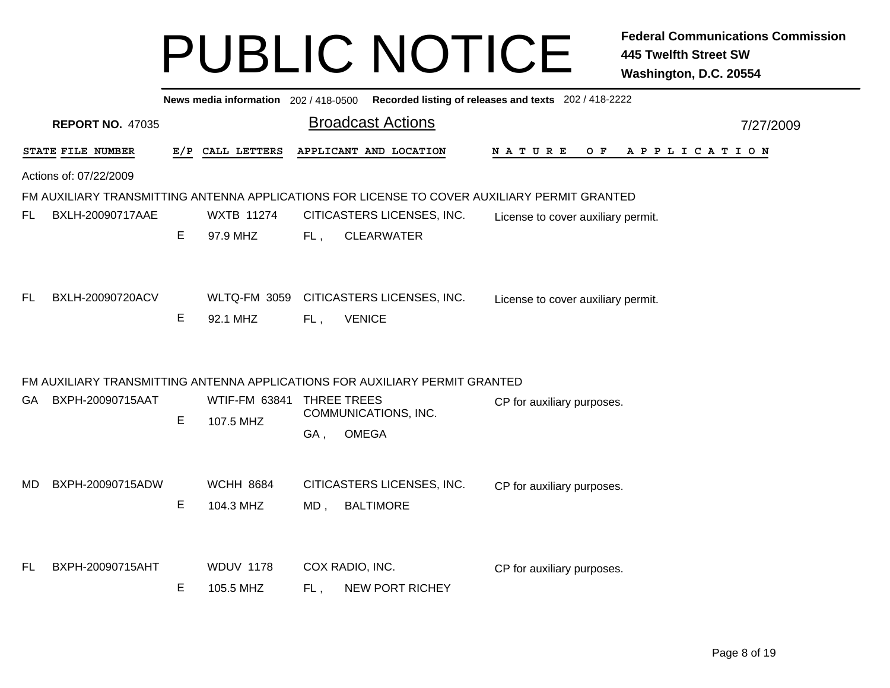# PUBLIC NOTICE

**Federal Communications Commission**
**445 Twelfth Street SW**
**Washington, D.C. 20554**

**News media information** 202 / 418-0500 **Recorded listing of releases and texts** 202 / 418-2222

**REPORT NO.** 47035

## Broadcast Actions

7/27/2009

Actions of: 07/22/2009

### FM AUXILIARY TRANSMITTING ANTENNA APPLICATIONS FOR LICENSE TO COVER AUXILIARY PERMIT GRANTED

| STATE | FILE NUMBER | E/P | CALL LETTERS | APPLICANT AND LOCATION | NATURE OF APPLICATION |
|---|---|---|---|---|---|
| FL | BXLH-20090717AAE | E | WXTB 11274<br>97.9 MHZ | CITICASTERS LICENSES, INC.<br>FL , CLEARWATER | License to cover auxiliary permit. |
| FL | BXLH-20090720ACV | E | WLTQ-FM 3059<br>92.1 MHZ | CITICASTERS LICENSES, INC.<br>FL , VENICE | License to cover auxiliary permit. |

### FM AUXILIARY TRANSMITTING ANTENNA APPLICATIONS FOR AUXILIARY PERMIT GRANTED

| STATE | FILE NUMBER | E/P | CALL LETTERS | APPLICANT AND LOCATION | NATURE OF APPLICATION |
|---|---|---|---|---|---|
| GA | BXPH-20090715AAT | E | WTIF-FM 63841<br>107.5 MHZ | THREE TREES COMMUNICATIONS, INC.<br>GA , OMEGA | CP for auxiliary purposes. |
| MD | BXPH-20090715ADW | E | WCHH 8684<br>104.3 MHZ | CITICASTERS LICENSES, INC.<br>MD , BALTIMORE | CP for auxiliary purposes. |
| FL | BXPH-20090715AHT | E | WDUV 1178<br>105.5 MHZ | COX RADIO, INC.<br>FL , NEW PORT RICHEY | CP for auxiliary purposes. |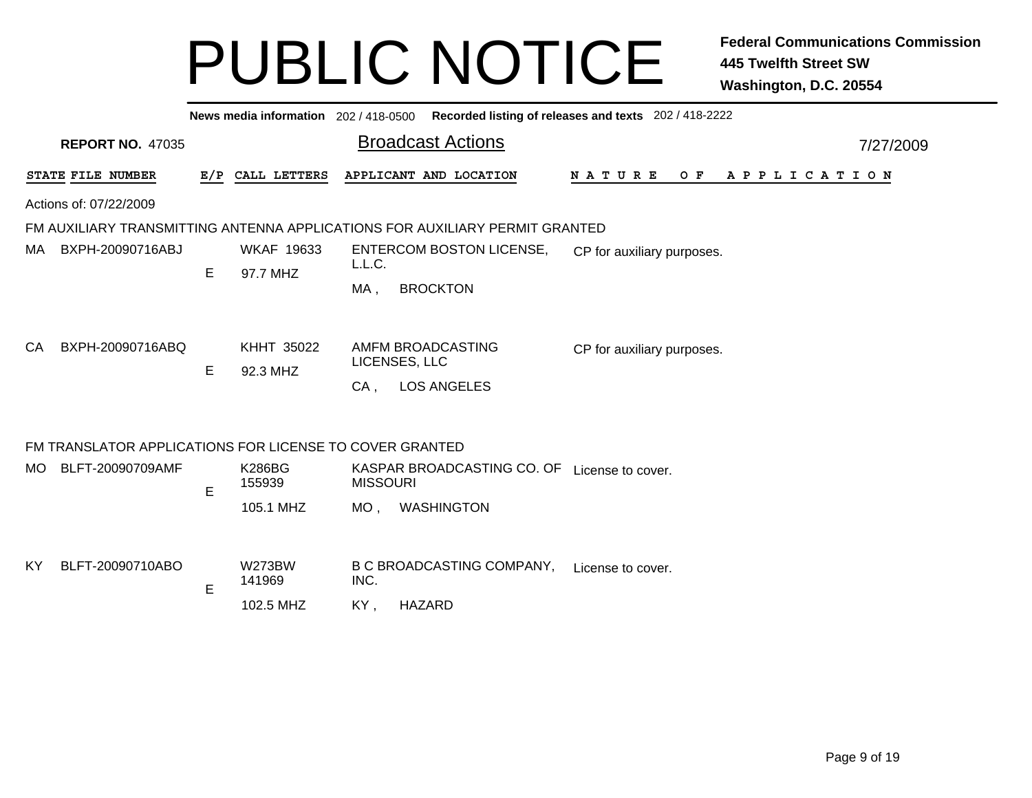# PUBLIC NOTICE

**Federal Communications Commission**
**445 Twelfth Street SW**
**Washington, D.C. 20554**

**News media information** 202 / 418-0500 **Recorded listing of releases and texts** 202 / 418-2222

**REPORT NO.** 47035

## Broadcast Actions

7/27/2009

Actions of: 07/22/2009

### FM AUXILIARY TRANSMITTING ANTENNA APPLICATIONS FOR AUXILIARY PERMIT GRANTED

| STATE | FILE NUMBER | E/P | CALL LETTERS | APPLICANT AND LOCATION | NATURE OF APPLICATION |
|---|---|---|---|---|---|
| MA | BXPH-20090716ABJ | E | WKAF 19633<br>97.7 MHZ | ENTERCOM BOSTON LICENSE, L.L.C.<br>MA , BROCKTON | CP for auxiliary purposes. |
| CA | BXPH-20090716ABQ | E | KHHT 35022<br>92.3 MHZ | AMFM BROADCASTING LICENSES, LLC<br>CA , LOS ANGELES | CP for auxiliary purposes. |

### FM TRANSLATOR APPLICATIONS FOR LICENSE TO COVER GRANTED

| STATE | FILE NUMBER | E/P | CALL LETTERS | APPLICANT AND LOCATION | NATURE OF APPLICATION |
|---|---|---|---|---|---|
| MO | BLFT-20090709AMF | E | K286BG 155939<br>105.1 MHZ | KASPAR BROADCASTING CO. OF MISSOURI<br>MO , WASHINGTON | License to cover. |
| KY | BLFT-20090710ABO | E | W273BW 141969<br>102.5 MHZ | B C BROADCASTING COMPANY, INC.<br>KY , HAZARD | License to cover. |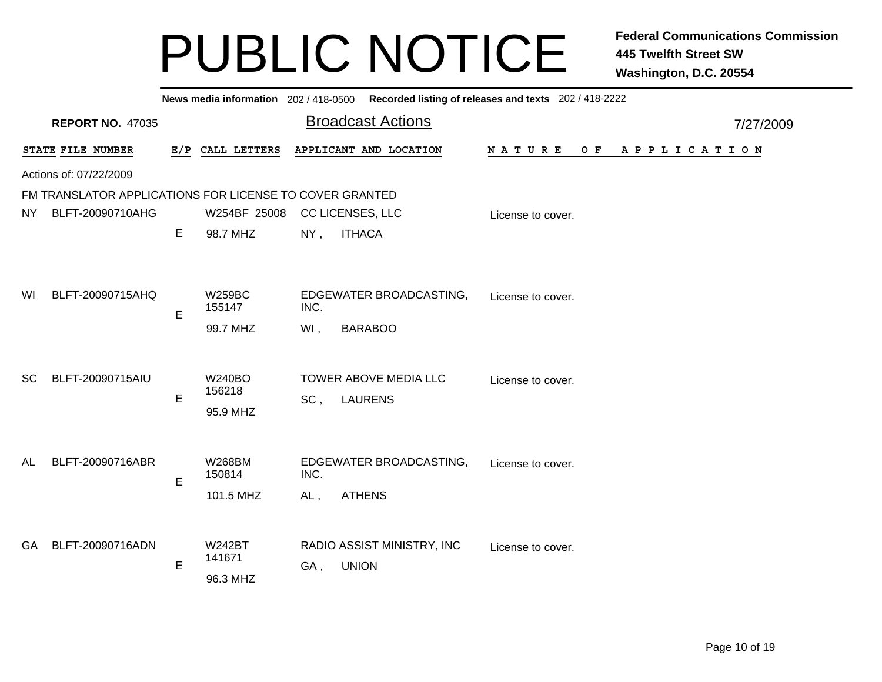# PUBLIC NOTICE

**Federal Communications Commission**
**445 Twelfth Street SW**
**Washington, D.C. 20554**

**News media information** 202 / 418-0500 **Recorded listing of releases and texts** 202 / 418-2222

**REPORT NO.** 47035

## Broadcast Actions

7/27/2009

Actions of: 07/22/2009

FM TRANSLATOR APPLICATIONS FOR LICENSE TO COVER GRANTED

| STATE | FILE NUMBER | E/P | CALL LETTERS | APPLICANT AND LOCATION | NATURE OF APPLICATION |
|---|---|---|---|---|---|
| NY | BLFT-20090710AHG | E | W254BF 25008<br>98.7 MHZ | CC LICENSES, LLC<br>NY , ITHACA | License to cover. |
| WI | BLFT-20090715AHQ | E | W259BC 155147<br>99.7 MHZ | EDGEWATER BROADCASTING, INC.<br>WI , BARABOO | License to cover. |
| SC | BLFT-20090715AIU | E | W240BO 156218<br>95.9 MHZ | TOWER ABOVE MEDIA LLC<br>SC , LAURENS | License to cover. |
| AL | BLFT-20090716ABR | E | W268BM 150814<br>101.5 MHZ | EDGEWATER BROADCASTING, INC.<br>AL , ATHENS | License to cover. |
| GA | BLFT-20090716ADN | E | W242BT 141671<br>96.3 MHZ | RADIO ASSIST MINISTRY, INC<br>GA , UNION | License to cover. |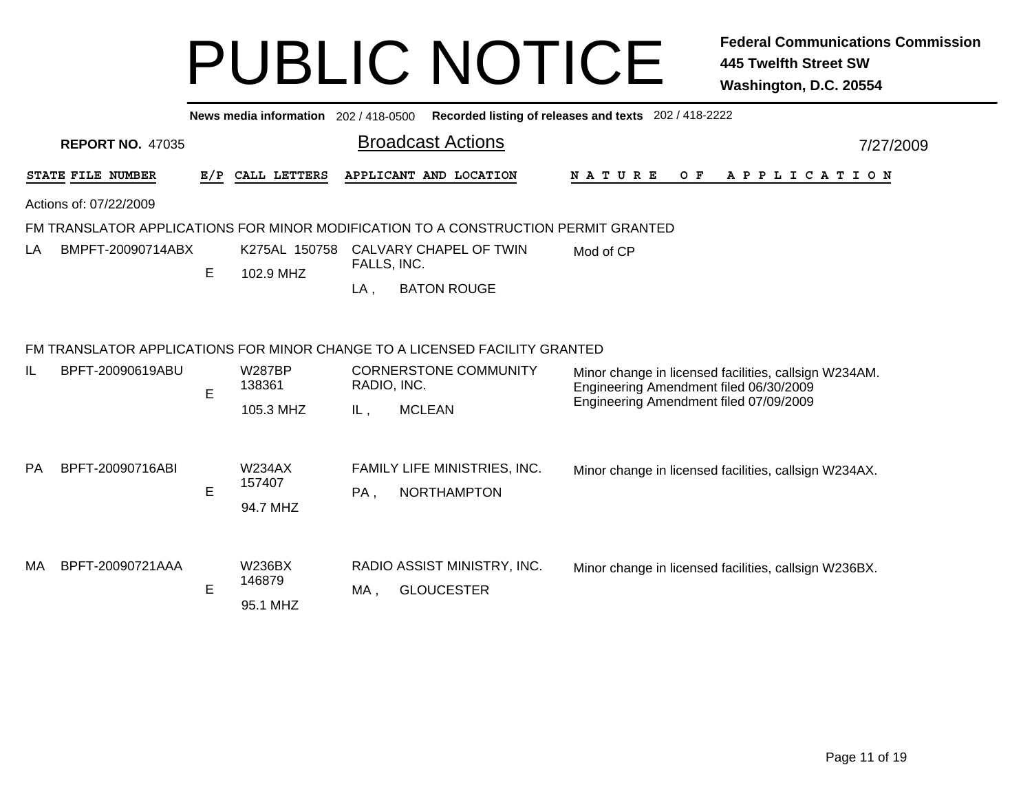# PUBLIC NOTICE

**Federal Communications Commission**
**445 Twelfth Street SW**
**Washington, D.C. 20554**

**News media information** 202 / 418-0500 **Recorded listing of releases and texts** 202 / 418-2222

**REPORT NO.** 47035

## Broadcast Actions

7/27/2009

Actions of: 07/22/2009

### FM TRANSLATOR APPLICATIONS FOR MINOR MODIFICATION TO A CONSTRUCTION PERMIT GRANTED

| STATE | FILE NUMBER | E/P | CALL LETTERS | APPLICANT AND LOCATION | NATURE OF APPLICATION |
|---|---|---|---|---|---|
| LA | BMPFT-20090714ABX | E | K275AL 150758<br>102.9 MHZ | CALVARY CHAPEL OF TWIN FALLS, INC.<br>LA , BATON ROUGE | Mod of CP |

### FM TRANSLATOR APPLICATIONS FOR MINOR CHANGE TO A LICENSED FACILITY GRANTED

| STATE | FILE NUMBER | E/P | CALL LETTERS | APPLICANT AND LOCATION | NATURE OF APPLICATION |
|---|---|---|---|---|---|
| IL | BPFT-20090619ABU | E | W287BP 138361<br>105.3 MHZ | CORNERSTONE COMMUNITY RADIO, INC.<br>IL , MCLEAN | Minor change in licensed facilities, callsign W234AM.<br>Engineering Amendment filed 06/30/2009<br>Engineering Amendment filed 07/09/2009 |
| PA | BPFT-20090716ABI | E | W234AX 157407<br>94.7 MHZ | FAMILY LIFE MINISTRIES, INC.<br>PA , NORTHAMPTON | Minor change in licensed facilities, callsign W234AX. |
| MA | BPFT-20090721AAA | E | W236BX 146879<br>95.1 MHZ | RADIO ASSIST MINISTRY, INC.<br>MA , GLOUCESTER | Minor change in licensed facilities, callsign W236BX. |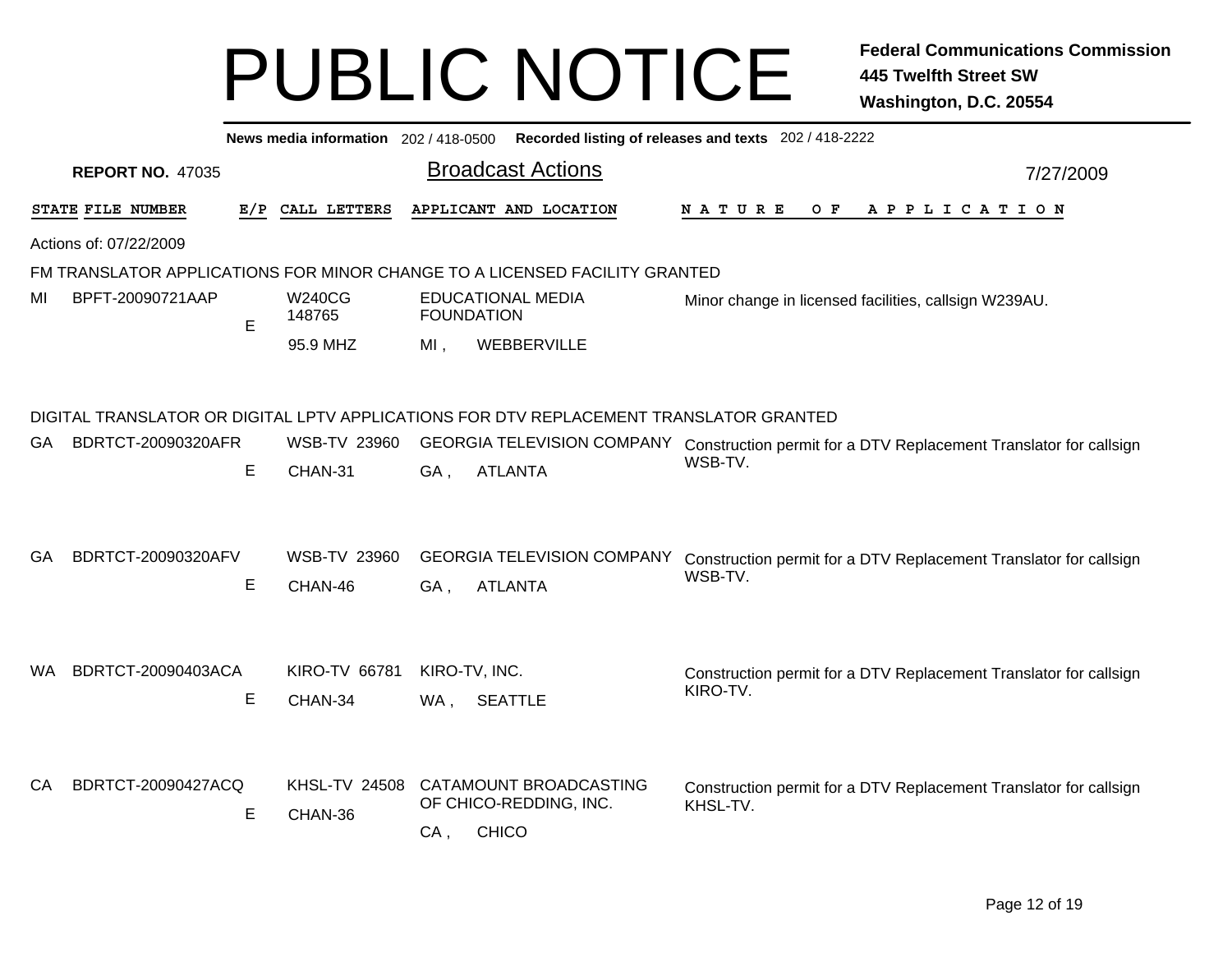# PUBLIC NOTICE

**Federal Communications Commission**
**445 Twelfth Street SW**
**Washington, D.C. 20554**

**News media information** 202 / 418-0500 **Recorded listing of releases and texts** 202 / 418-2222

**REPORT NO.** 47035

## Broadcast Actions

7/27/2009

| STATE | FILE NUMBER | E/P | CALL LETTERS | APPLICANT AND LOCATION | NATURE OF APPLICATION |
|---|---|---|---|---|---|

Actions of: 07/22/2009

### FM TRANSLATOR APPLICATIONS FOR MINOR CHANGE TO A LICENSED FACILITY GRANTED

| STATE | FILE NUMBER | E/P | CALL LETTERS | APPLICANT AND LOCATION | NATURE OF APPLICATION |
|---|---|---|---|---|---|
| MI | BPFT-20090721AAP | E | W240CG 148765 95.9 MHZ | EDUCATIONAL MEDIA FOUNDATION MI , WEBBERVILLE | Minor change in licensed facilities, callsign W239AU. |

### DIGITAL TRANSLATOR OR DIGITAL LPTV APPLICATIONS FOR DTV REPLACEMENT TRANSLATOR GRANTED

| STATE | FILE NUMBER | E/P | CALL LETTERS | APPLICANT AND LOCATION | NATURE OF APPLICATION |
|---|---|---|---|---|---|
| GA | BDRTCT-20090320AFR | E | WSB-TV 23960 CHAN-31 | GEORGIA TELEVISION COMPANY GA , ATLANTA | Construction permit for a DTV Replacement Translator for callsign WSB-TV. |
| GA | BDRTCT-20090320AFV | E | WSB-TV 23960 CHAN-46 | GEORGIA TELEVISION COMPANY GA , ATLANTA | Construction permit for a DTV Replacement Translator for callsign WSB-TV. |
| WA | BDRTCT-20090403ACA | E | KIRO-TV 66781 CHAN-34 | KIRO-TV, INC. WA , SEATTLE | Construction permit for a DTV Replacement Translator for callsign KIRO-TV. |
| CA | BDRTCT-20090427ACQ | E | KHSL-TV 24508 CHAN-36 | CATAMOUNT BROADCASTING OF CHICO-REDDING, INC. CA , CHICO | Construction permit for a DTV Replacement Translator for callsign KHSL-TV. |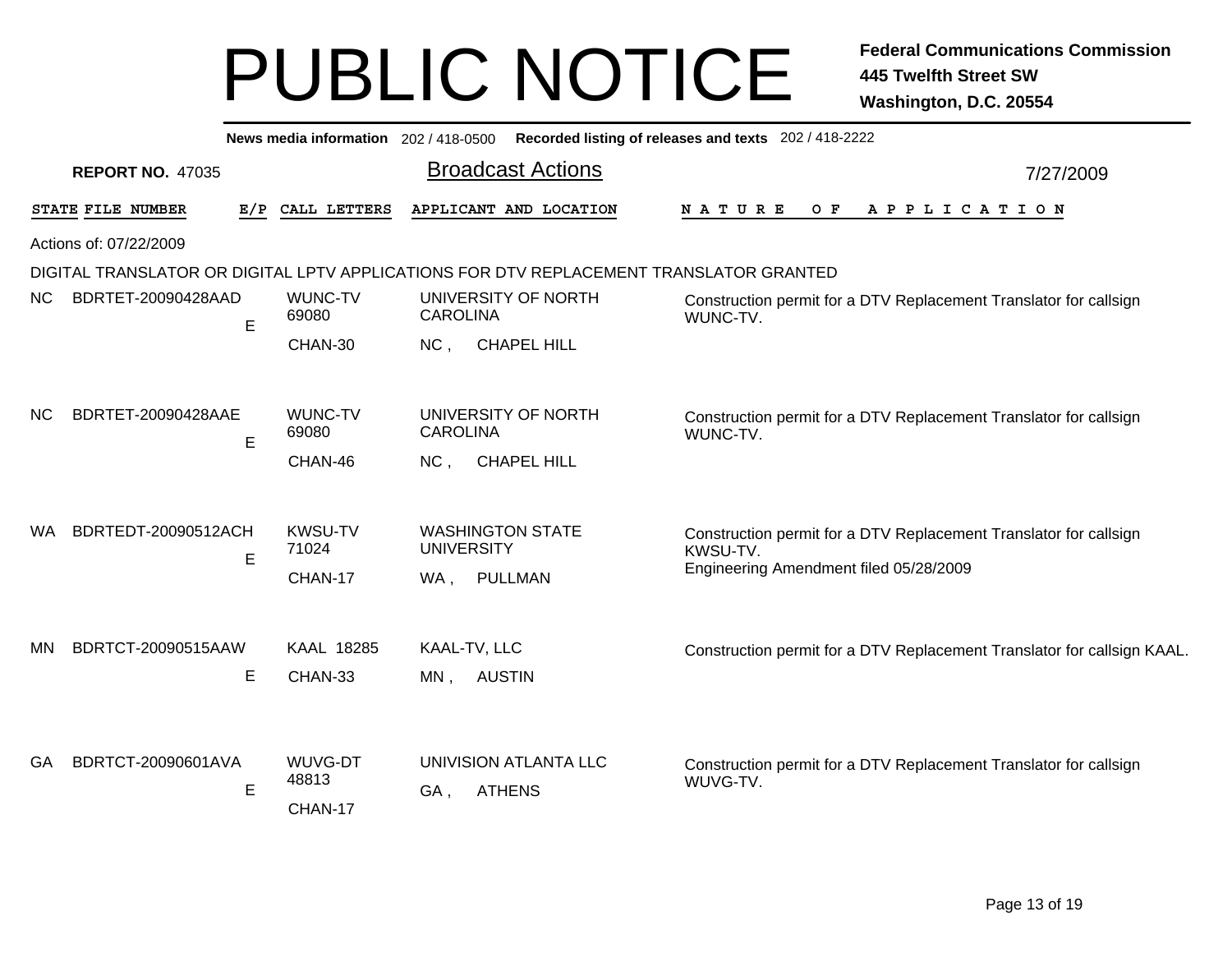# PUBLIC NOTICE

**Federal Communications Commission**
**445 Twelfth Street SW**
**Washington, D.C. 20554**

**News media information** 202 / 418-0500 **Recorded listing of releases and texts** 202 / 418-2222

**REPORT NO.** 47035

## Broadcast Actions

7/27/2009

| STATE | FILE NUMBER | E/P | CALL LETTERS | APPLICANT AND LOCATION | NATURE OF APPLICATION |
|---|---|---|---|---|---|

Actions of: 07/22/2009

DIGITAL TRANSLATOR OR DIGITAL LPTV APPLICATIONS FOR DTV REPLACEMENT TRANSLATOR GRANTED

| STATE | FILE NUMBER | E/P | CALL LETTERS | APPLICANT AND LOCATION | NATURE OF APPLICATION |
|---|---|---|---|---|---|
| NC | BDRTET-20090428AAD | E | WUNC-TV 69080 CHAN-30 | UNIVERSITY OF NORTH CAROLINA NC , CHAPEL HILL | Construction permit for a DTV Replacement Translator for callsign WUNC-TV. |
| NC | BDRTET-20090428AAE | E | WUNC-TV 69080 CHAN-46 | UNIVERSITY OF NORTH CAROLINA NC , CHAPEL HILL | Construction permit for a DTV Replacement Translator for callsign WUNC-TV. |
| WA | BDRTEDT-20090512ACH | E | KWSU-TV 71024 CHAN-17 | WASHINGTON STATE UNIVERSITY WA , PULLMAN | Construction permit for a DTV Replacement Translator for callsign KWSU-TV. Engineering Amendment filed 05/28/2009 |
| MN | BDRTCT-20090515AAW | E | KAAL 18285 CHAN-33 | KAAL-TV, LLC MN , AUSTIN | Construction permit for a DTV Replacement Translator for callsign KAAL. |
| GA | BDRTCT-20090601AVA | E | WUVG-DT 48813 CHAN-17 | UNIVISION ATLANTA LLC GA , ATHENS | Construction permit for a DTV Replacement Translator for callsign WUVG-TV. |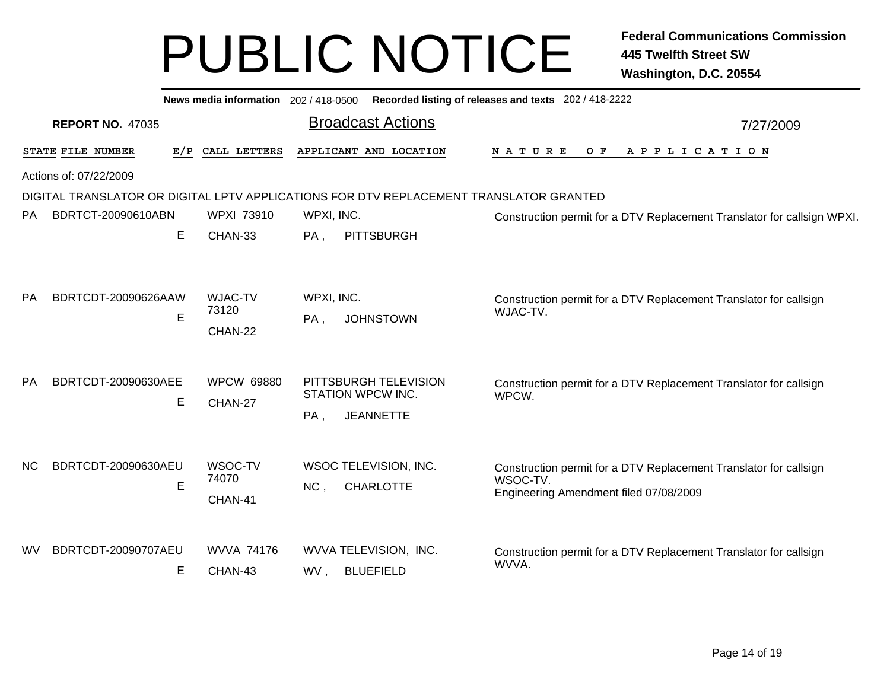# PUBLIC NOTICE

**Federal Communications Commission**
**445 Twelfth Street SW**
**Washington, D.C. 20554**

**News media information** 202 / 418-0500 **Recorded listing of releases and texts** 202 / 418-2222

**REPORT NO.** 47035

## Broadcast Actions

7/27/2009

Actions of: 07/22/2009

DIGITAL TRANSLATOR OR DIGITAL LPTV APPLICATIONS FOR DTV REPLACEMENT TRANSLATOR GRANTED

| STATE | FILE NUMBER | E/P | CALL LETTERS | APPLICANT AND LOCATION | NATURE OF APPLICATION |
|---|---|---|---|---|---|
| PA | BDRTCT-20090610ABN | E | WPXI 73910<br>CHAN-33 | WPXI, INC.<br>PA , PITTSBURGH | Construction permit for a DTV Replacement Translator for callsign WPXI. |
| PA | BDRTCDT-20090626AAW | E | WJAC-TV 73120<br>CHAN-22 | WPXI, INC.<br>PA , JOHNSTOWN | Construction permit for a DTV Replacement Translator for callsign WJAC-TV. |
| PA | BDRTCDT-20090630AEE | E | WPCW 69880<br>CHAN-27 | PITTSBURGH TELEVISION STATION WPCW INC.<br>PA , JEANNETTE | Construction permit for a DTV Replacement Translator for callsign WPCW. |
| NC | BDRTCDT-20090630AEU | E | WSOC-TV 74070<br>CHAN-41 | WSOC TELEVISION, INC.<br>NC , CHARLOTTE | Construction permit for a DTV Replacement Translator for callsign WSOC-TV.<br>Engineering Amendment filed 07/08/2009 |
| WV | BDRTCDT-20090707AEU | E | WVVA 74176<br>CHAN-43 | WVVA TELEVISION, INC.<br>WV , BLUEFIELD | Construction permit for a DTV Replacement Translator for callsign WVVA. |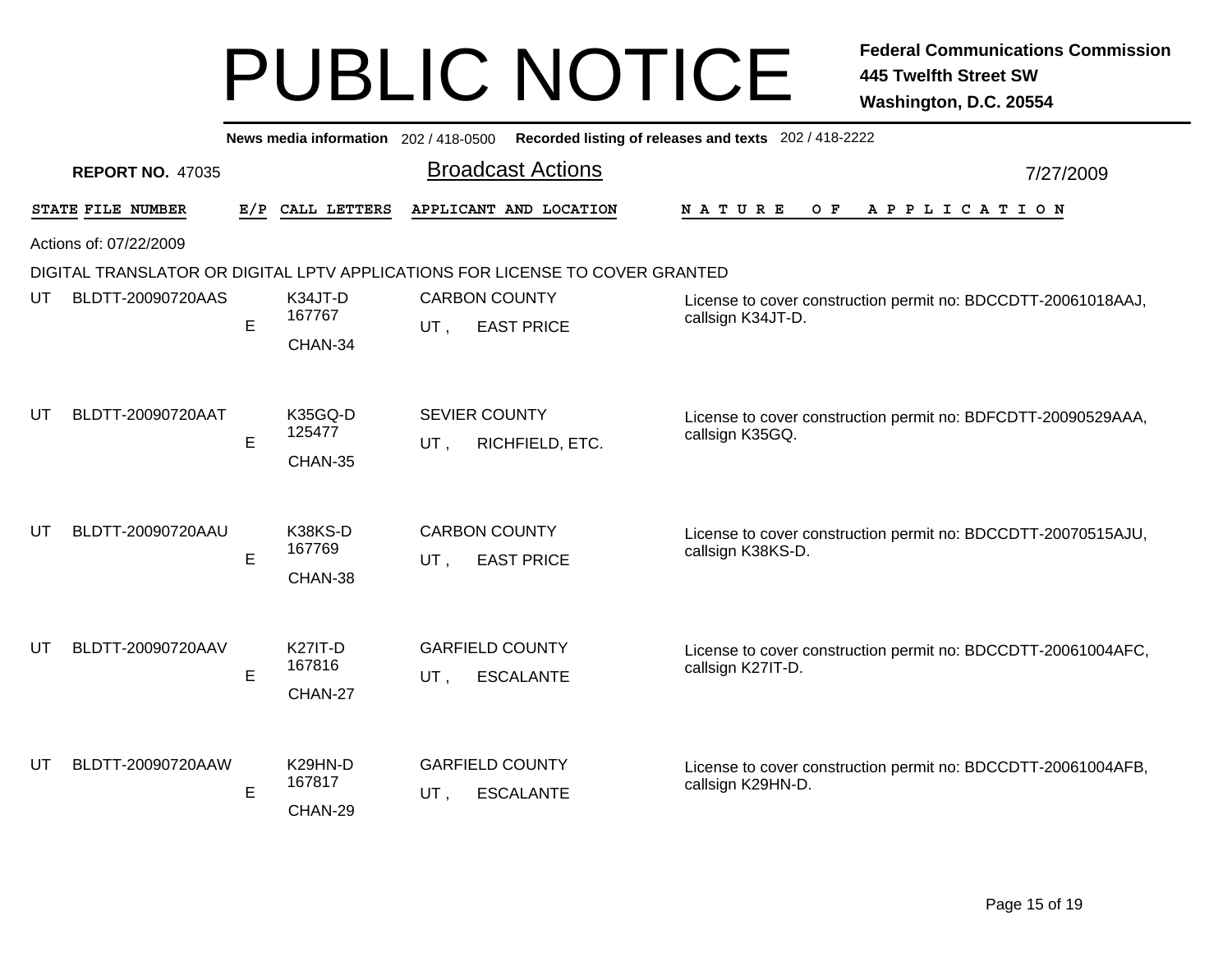# PUBLIC NOTICE

**Federal Communications Commission**
**445 Twelfth Street SW**
**Washington, D.C. 20554**

**News media information** 202 / 418-0500 **Recorded listing of releases and texts** 202 / 418-2222

**REPORT NO.** 47035

## Broadcast Actions

7/27/2009

Actions of: 07/22/2009

DIGITAL TRANSLATOR OR DIGITAL LPTV APPLICATIONS FOR LICENSE TO COVER GRANTED

| STATE | FILE NUMBER | E/P | CALL LETTERS | APPLICANT AND LOCATION | NATURE OF APPLICATION |
|---|---|---|---|---|---|
| UT | BLDTT-20090720AAS | E | K34JT-D 167767 CHAN-34 | CARBON COUNTY UT , EAST PRICE | License to cover construction permit no: BDCCDTT-20061018AAJ, callsign K34JT-D. |
| UT | BLDTT-20090720AAT | E | K35GQ-D 125477 CHAN-35 | SEVIER COUNTY UT , RICHFIELD, ETC. | License to cover construction permit no: BDFCDTT-20090529AAA, callsign K35GQ. |
| UT | BLDTT-20090720AAU | E | K38KS-D 167769 CHAN-38 | CARBON COUNTY UT , EAST PRICE | License to cover construction permit no: BDCCDTT-20070515AJU, callsign K38KS-D. |
| UT | BLDTT-20090720AAV | E | K27IT-D 167816 CHAN-27 | GARFIELD COUNTY UT , ESCALANTE | License to cover construction permit no: BDCCDTT-20061004AFC, callsign K27IT-D. |
| UT | BLDTT-20090720AAW | E | K29HN-D 167817 CHAN-29 | GARFIELD COUNTY UT , ESCALANTE | License to cover construction permit no: BDCCDTT-20061004AFB, callsign K29HN-D. |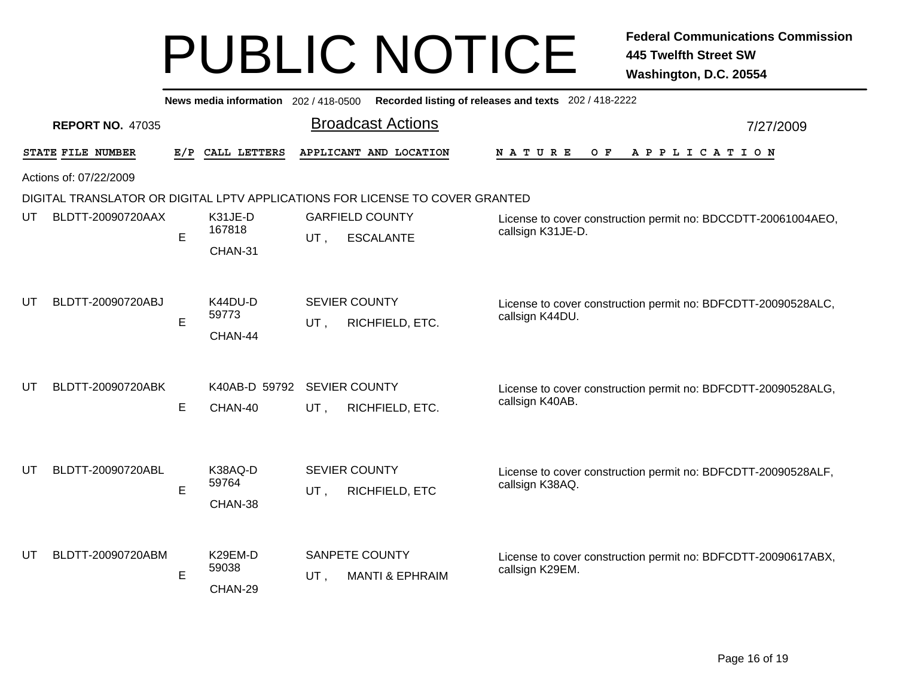# PUBLIC NOTICE

**Federal Communications Commission**
**445 Twelfth Street SW**
**Washington, D.C. 20554**

**News media information** 202 / 418-0500 **Recorded listing of releases and texts** 202 / 418-2222

**REPORT NO.** 47035

## Broadcast Actions

7/27/2009

Actions of: 07/22/2009

DIGITAL TRANSLATOR OR DIGITAL LPTV APPLICATIONS FOR LICENSE TO COVER GRANTED

| STATE | FILE NUMBER | E/P | CALL LETTERS | APPLICANT AND LOCATION | NATURE OF APPLICATION |
|---|---|---|---|---|---|
| UT | BLDTT-20090720AAX | E | K31JE-D 167818 CHAN-31 | GARFIELD COUNTY UT , ESCALANTE | License to cover construction permit no: BDCCDTT-20061004AEO, callsign K31JE-D. |
| UT | BLDTT-20090720ABJ | E | K44DU-D 59773 CHAN-44 | SEVIER COUNTY UT , RICHFIELD, ETC. | License to cover construction permit no: BDFCDTT-20090528ALC, callsign K44DU. |
| UT | BLDTT-20090720ABK | E | K40AB-D 59792 CHAN-40 | SEVIER COUNTY UT , RICHFIELD, ETC. | License to cover construction permit no: BDFCDTT-20090528ALG, callsign K40AB. |
| UT | BLDTT-20090720ABL | E | K38AQ-D 59764 CHAN-38 | SEVIER COUNTY UT , RICHFIELD, ETC | License to cover construction permit no: BDFCDTT-20090528ALF, callsign K38AQ. |
| UT | BLDTT-20090720ABM | E | K29EM-D 59038 CHAN-29 | SANPETE COUNTY UT , MANTI & EPHRAIM | License to cover construction permit no: BDFCDTT-20090617ABX, callsign K29EM. |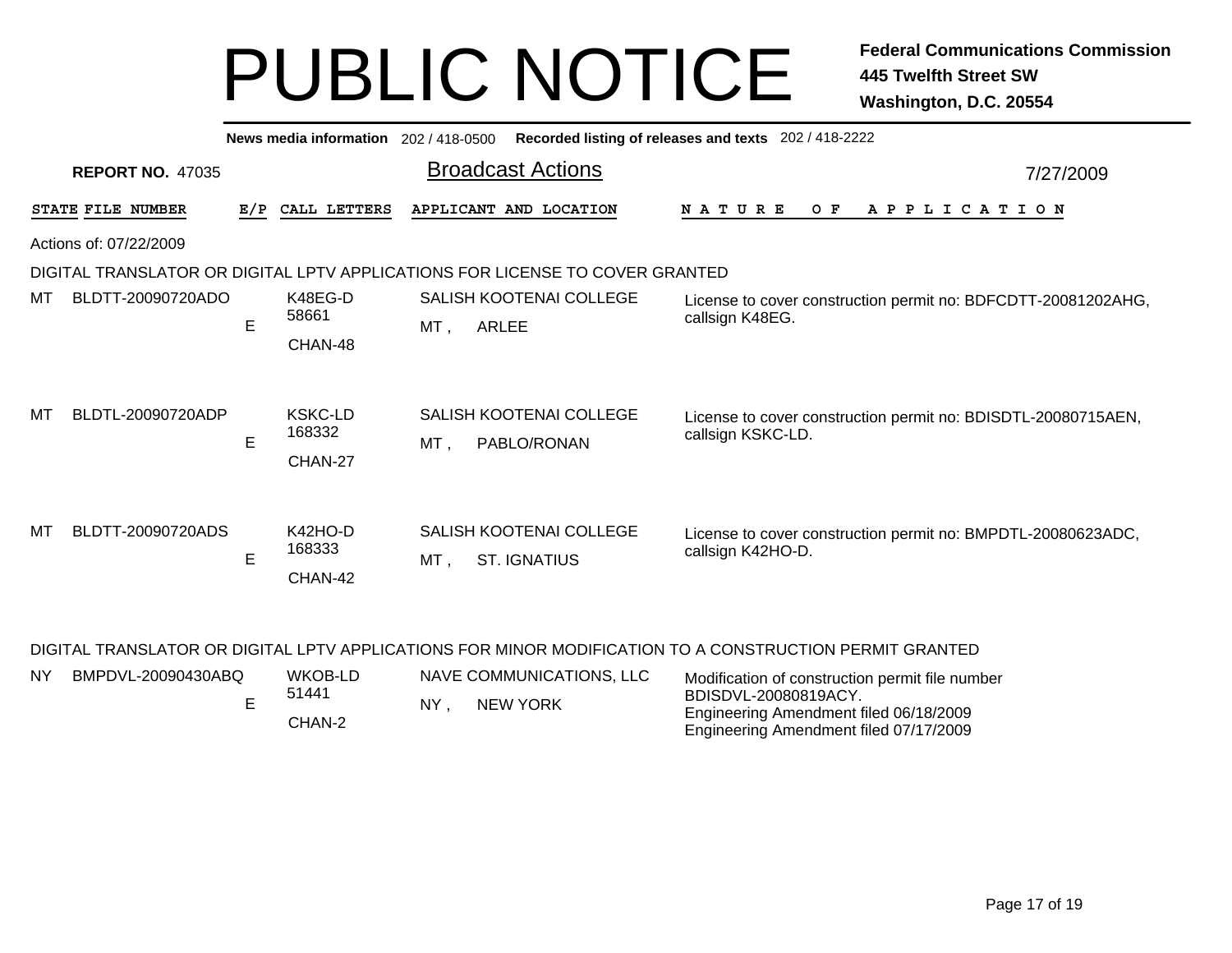# PUBLIC NOTICE

**Federal Communications Commission**
**445 Twelfth Street SW**
**Washington, D.C. 20554**

**News media information** 202 / 418-0500 **Recorded listing of releases and texts** 202 / 418-2222

**REPORT NO.** 47035

## Broadcast Actions

7/27/2009

Actions of: 07/22/2009

### DIGITAL TRANSLATOR OR DIGITAL LPTV APPLICATIONS FOR LICENSE TO COVER GRANTED

| STATE | FILE NUMBER | E/P | CALL LETTERS | APPLICANT AND LOCATION | NATURE OF APPLICATION |
|---|---|---|---|---|---|
| MT | BLDTT-20090720ADO | E | K48EG-D 58661 CHAN-48 | SALISH KOOTENAI COLLEGE MT , ARLEE | License to cover construction permit no: BDFCDTT-20081202AHG, callsign K48EG. |
| MT | BLDTL-20090720ADP | E | KSKC-LD 168332 CHAN-27 | SALISH KOOTENAI COLLEGE MT , PABLO/RONAN | License to cover construction permit no: BDISDTL-20080715AEN, callsign KSKC-LD. |
| MT | BLDTT-20090720ADS | E | K42HO-D 168333 CHAN-42 | SALISH KOOTENAI COLLEGE MT , ST. IGNATIUS | License to cover construction permit no: BMPDTL-20080623ADC, callsign K42HO-D. |

### DIGITAL TRANSLATOR OR DIGITAL LPTV APPLICATIONS FOR MINOR MODIFICATION TO A CONSTRUCTION PERMIT GRANTED

| STATE | FILE NUMBER | E/P | CALL LETTERS | APPLICANT AND LOCATION | NATURE OF APPLICATION |
|---|---|---|---|---|---|
| NY | BMPDVL-20090430ABQ | E | WKOB-LD 51441 CHAN-2 | NAVE COMMUNICATIONS, LLC NY , NEW YORK | Modification of construction permit file number BDISDVL-20080819ACY. Engineering Amendment filed 06/18/2009 Engineering Amendment filed 07/17/2009 |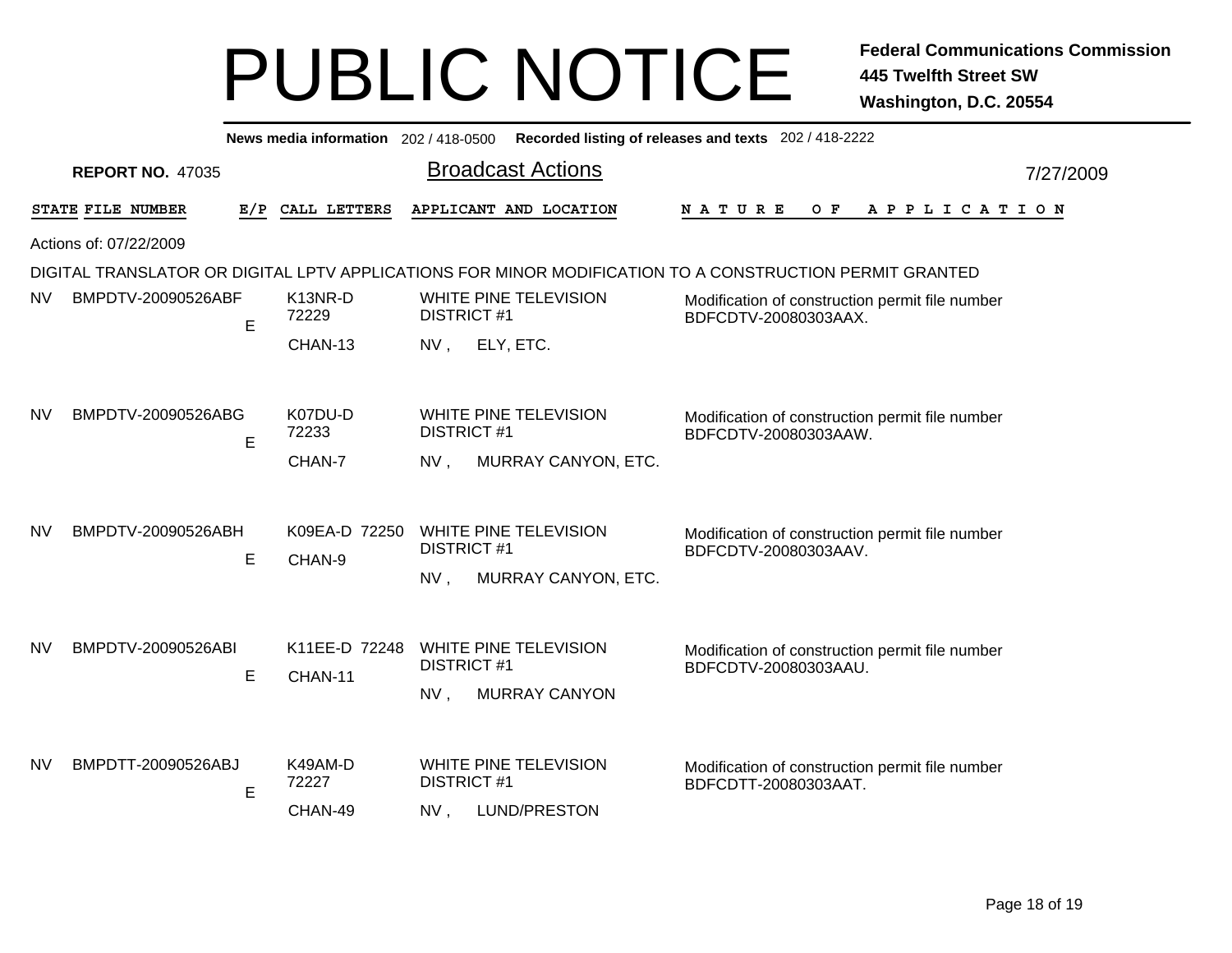# PUBLIC NOTICE

**Federal Communications Commission**
**445 Twelfth Street SW**
**Washington, D.C. 20554**

**News media information** 202 / 418-0500 **Recorded listing of releases and texts** 202 / 418-2222

**REPORT NO.** 47035

## Broadcast Actions

7/27/2009

| STATE | FILE NUMBER | E/P | CALL LETTERS | APPLICANT AND LOCATION | NATURE OF APPLICATION |
|---|---|---|---|---|---|

Actions of: 07/22/2009

DIGITAL TRANSLATOR OR DIGITAL LPTV APPLICATIONS FOR MINOR MODIFICATION TO A CONSTRUCTION PERMIT GRANTED

| STATE | FILE NUMBER | E/P | CALL LETTERS | APPLICANT AND LOCATION | NATURE OF APPLICATION |
|---|---|---|---|---|---|
| NV | BMPDTV-20090526ABF | E | K13NR-D 72229 CHAN-13 | WHITE PINE TELEVISION DISTRICT #1 NV , ELY, ETC. | Modification of construction permit file number BDFCDTV-20080303AAX. |
| NV | BMPDTV-20090526ABG | E | K07DU-D 72233 CHAN-7 | WHITE PINE TELEVISION DISTRICT #1 NV , MURRAY CANYON, ETC. | Modification of construction permit file number BDFCDTV-20080303AAW. |
| NV | BMPDTV-20090526ABH | E | K09EA-D 72250 CHAN-9 | WHITE PINE TELEVISION DISTRICT #1 NV , MURRAY CANYON, ETC. | Modification of construction permit file number BDFCDTV-20080303AAV. |
| NV | BMPDTV-20090526ABI | E | K11EE-D 72248 CHAN-11 | WHITE PINE TELEVISION DISTRICT #1 NV , MURRAY CANYON | Modification of construction permit file number BDFCDTV-20080303AAU. |
| NV | BMPDTT-20090526ABJ | E | K49AM-D 72227 CHAN-49 | WHITE PINE TELEVISION DISTRICT #1 NV , LUND/PRESTON | Modification of construction permit file number BDFCDTT-20080303AAT. |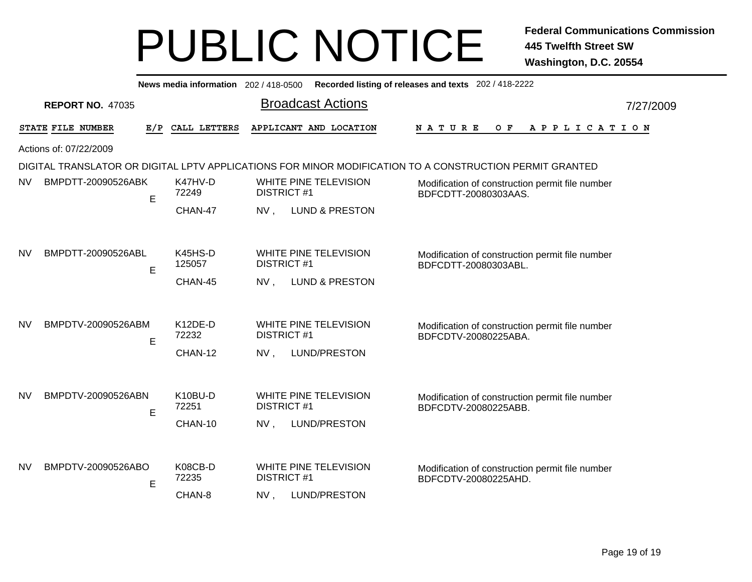# PUBLIC NOTICE

**Federal Communications Commission**
**445 Twelfth Street SW**
**Washington, D.C. 20554**

**News media information** 202 / 418-0500 **Recorded listing of releases and texts** 202 / 418-2222

**REPORT NO.** 47035 — Broadcast Actions — 7/27/2009

Actions of: 07/22/2009

DIGITAL TRANSLATOR OR DIGITAL LPTV APPLICATIONS FOR MINOR MODIFICATION TO A CONSTRUCTION PERMIT GRANTED

| STATE | FILE NUMBER | E/P | CALL LETTERS | APPLICANT AND LOCATION | NATURE OF APPLICATION |
|---|---|---|---|---|---|
| NV | BMPDTT-20090526ABK | E | K47HV-D 72249 CHAN-47 | WHITE PINE TELEVISION DISTRICT #1 NV , LUND & PRESTON | Modification of construction permit file number BDFCDTT-20080303AAS. |
| NV | BMPDTT-20090526ABL | E | K45HS-D 125057 CHAN-45 | WHITE PINE TELEVISION DISTRICT #1 NV , LUND & PRESTON | Modification of construction permit file number BDFCDTT-20080303ABL. |
| NV | BMPDTV-20090526ABM | E | K12DE-D 72232 CHAN-12 | WHITE PINE TELEVISION DISTRICT #1 NV , LUND/PRESTON | Modification of construction permit file number BDFCDTV-20080225ABA. |
| NV | BMPDTV-20090526ABN | E | K10BU-D 72251 CHAN-10 | WHITE PINE TELEVISION DISTRICT #1 NV , LUND/PRESTON | Modification of construction permit file number BDFCDTV-20080225ABB. |
| NV | BMPDTV-20090526ABO | E | K08CB-D 72235 CHAN-8 | WHITE PINE TELEVISION DISTRICT #1 NV , LUND/PRESTON | Modification of construction permit file number BDFCDTV-20080225AHD. |